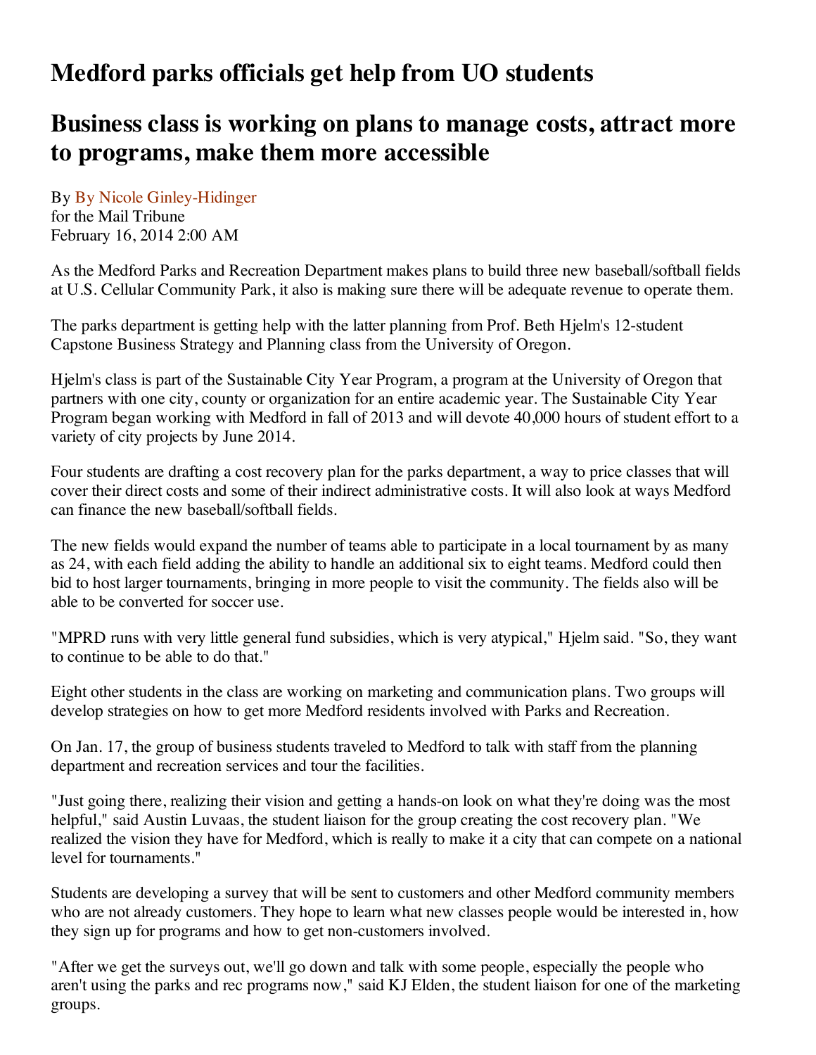# Medford parks officials get help from UO students

## Business class is working on plans to manage costs, attract more to programs, make them more accessible

By By Nicole Ginley-Hidinger
for the Mail Tribune
February 16, 2014 2:00 AM

As the Medford Parks and Recreation Department makes plans to build three new baseball/softball fields at U.S. Cellular Community Park, it also is making sure there will be adequate revenue to operate them.

The parks department is getting help with the latter planning from Prof. Beth Hjelm's 12-student Capstone Business Strategy and Planning class from the University of Oregon.

Hjelm's class is part of the Sustainable City Year Program, a program at the University of Oregon that partners with one city, county or organization for an entire academic year. The Sustainable City Year Program began working with Medford in fall of 2013 and will devote 40,000 hours of student effort to a variety of city projects by June 2014.

Four students are drafting a cost recovery plan for the parks department, a way to price classes that will cover their direct costs and some of their indirect administrative costs. It will also look at ways Medford can finance the new baseball/softball fields.

The new fields would expand the number of teams able to participate in a local tournament by as many as 24, with each field adding the ability to handle an additional six to eight teams. Medford could then bid to host larger tournaments, bringing in more people to visit the community. The fields also will be able to be converted for soccer use.

"MPRD runs with very little general fund subsidies, which is very atypical," Hjelm said. "So, they want to continue to be able to do that."

Eight other students in the class are working on marketing and communication plans. Two groups will develop strategies on how to get more Medford residents involved with Parks and Recreation.

On Jan. 17, the group of business students traveled to Medford to talk with staff from the planning department and recreation services and tour the facilities.

"Just going there, realizing their vision and getting a hands-on look on what they're doing was the most helpful," said Austin Luvaas, the student liaison for the group creating the cost recovery plan. "We realized the vision they have for Medford, which is really to make it a city that can compete on a national level for tournaments."

Students are developing a survey that will be sent to customers and other Medford community members who are not already customers. They hope to learn what new classes people would be interested in, how they sign up for programs and how to get non-customers involved.

"After we get the surveys out, we'll go down and talk with some people, especially the people who aren't using the parks and rec programs now," said KJ Elden, the student liaison for one of the marketing groups.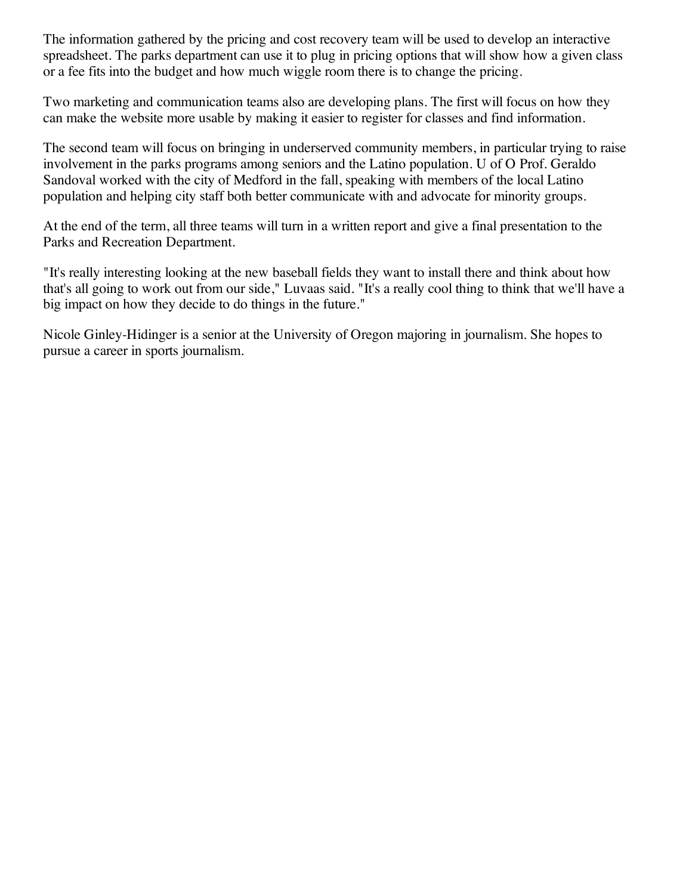The information gathered by the pricing and cost recovery team will be used to develop an interactive spreadsheet. The parks department can use it to plug in pricing options that will show how a given class or a fee fits into the budget and how much wiggle room there is to change the pricing.

Two marketing and communication teams also are developing plans. The first will focus on how they can make the website more usable by making it easier to register for classes and find information.

The second team will focus on bringing in underserved community members, in particular trying to raise involvement in the parks programs among seniors and the Latino population. U of O Prof. Geraldo Sandoval worked with the city of Medford in the fall, speaking with members of the local Latino population and helping city staff both better communicate with and advocate for minority groups.

At the end of the term, all three teams will turn in a written report and give a final presentation to the Parks and Recreation Department.

"It's really interesting looking at the new baseball fields they want to install there and think about how that's all going to work out from our side," Luvaas said. "It's a really cool thing to think that we'll have a big impact on how they decide to do things in the future."

Nicole Ginley-Hidinger is a senior at the University of Oregon majoring in journalism. She hopes to pursue a career in sports journalism.